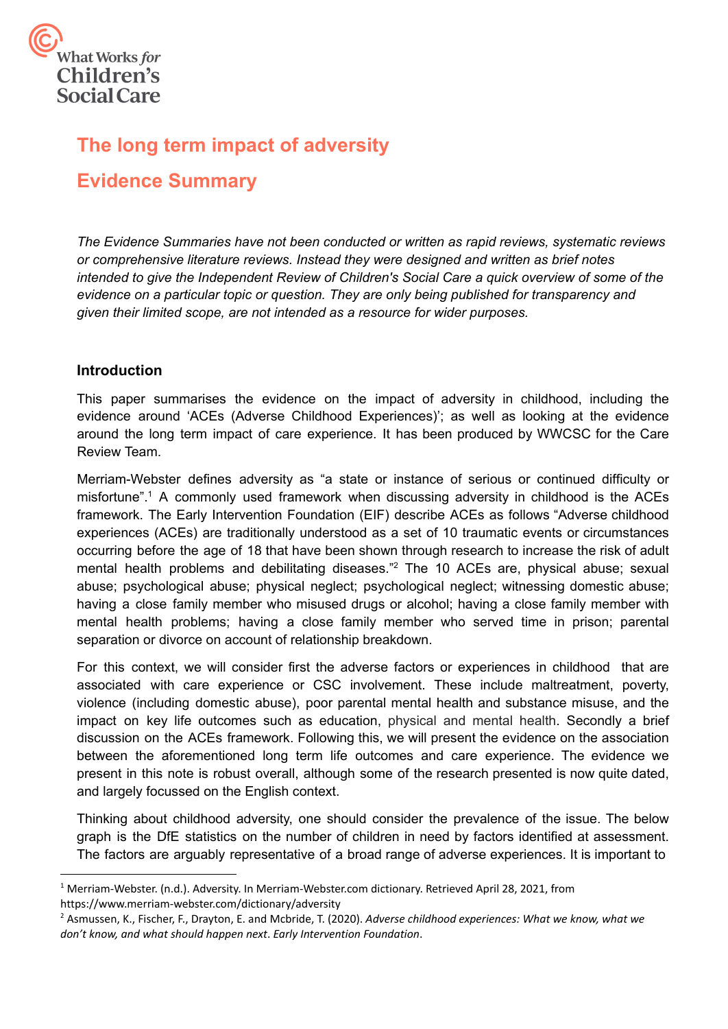# The long term impact of adversity

# Evidence Summary

*The Evidence Summaries have not been conducted or written as rapid reviews, systematic reviews or comprehensive literature reviews. Instead they were designed and written as brief notes intended to give the Independent Review of Children's Social Care a quick overview of some of the evidence on a particular topic or question. They are only being published for transparency and given their limited scope, are not intended as a resource for wider purposes.*

## Introduction

This paper summarises the evidence on the impact of adversity in childhood, including the evidence around 'ACEs (Adverse Childhood Experiences)'; as well as looking at the evidence around the long term impact of care experience. It has been produced by WWCSC for the Care Review Team.

Merriam-Webster defines adversity as "a state or instance of serious or continued difficulty or misfortune".[1] A commonly used framework when discussing adversity in childhood is the ACEs framework. The Early Intervention Foundation (EIF) describe ACEs as follows "Adverse childhood experiences (ACEs) are traditionally understood as a set of 10 traumatic events or circumstances occurring before the age of 18 that have been shown through research to increase the risk of adult mental health problems and debilitating diseases."[2] The 10 ACEs are, physical abuse; sexual abuse; psychological abuse; physical neglect; psychological neglect; witnessing domestic abuse; having a close family member who misused drugs or alcohol; having a close family member with mental health problems; having a close family member who served time in prison; parental separation or divorce on account of relationship breakdown.

For this context, we will consider first the adverse factors or experiences in childhood that are associated with care experience or CSC involvement. These include maltreatment, poverty, violence (including domestic abuse), poor parental mental health and substance misuse, and the impact on key life outcomes such as education, physical and mental health. Secondly a brief discussion on the ACEs framework. Following this, we will present the evidence on the association between the aforementioned long term life outcomes and care experience. The evidence we present in this note is robust overall, although some of the research presented is now quite dated, and largely focussed on the English context.

Thinking about childhood adversity, one should consider the prevalence of the issue. The below graph is the DfE statistics on the number of children in need by factors identified at assessment. The factors are arguably representative of a broad range of adverse experiences. It is important to

---

[1] Merriam-Webster. (n.d.). Adversity. In Merriam-Webster.com dictionary. Retrieved April 28, 2021, from https://www.merriam-webster.com/dictionary/adversity

[2] Asmussen, K., Fischer, F., Drayton, E. and Mcbride, T. (2020). *Adverse childhood experiences: What we know, what we don't know, and what should happen next. Early Intervention Foundation.*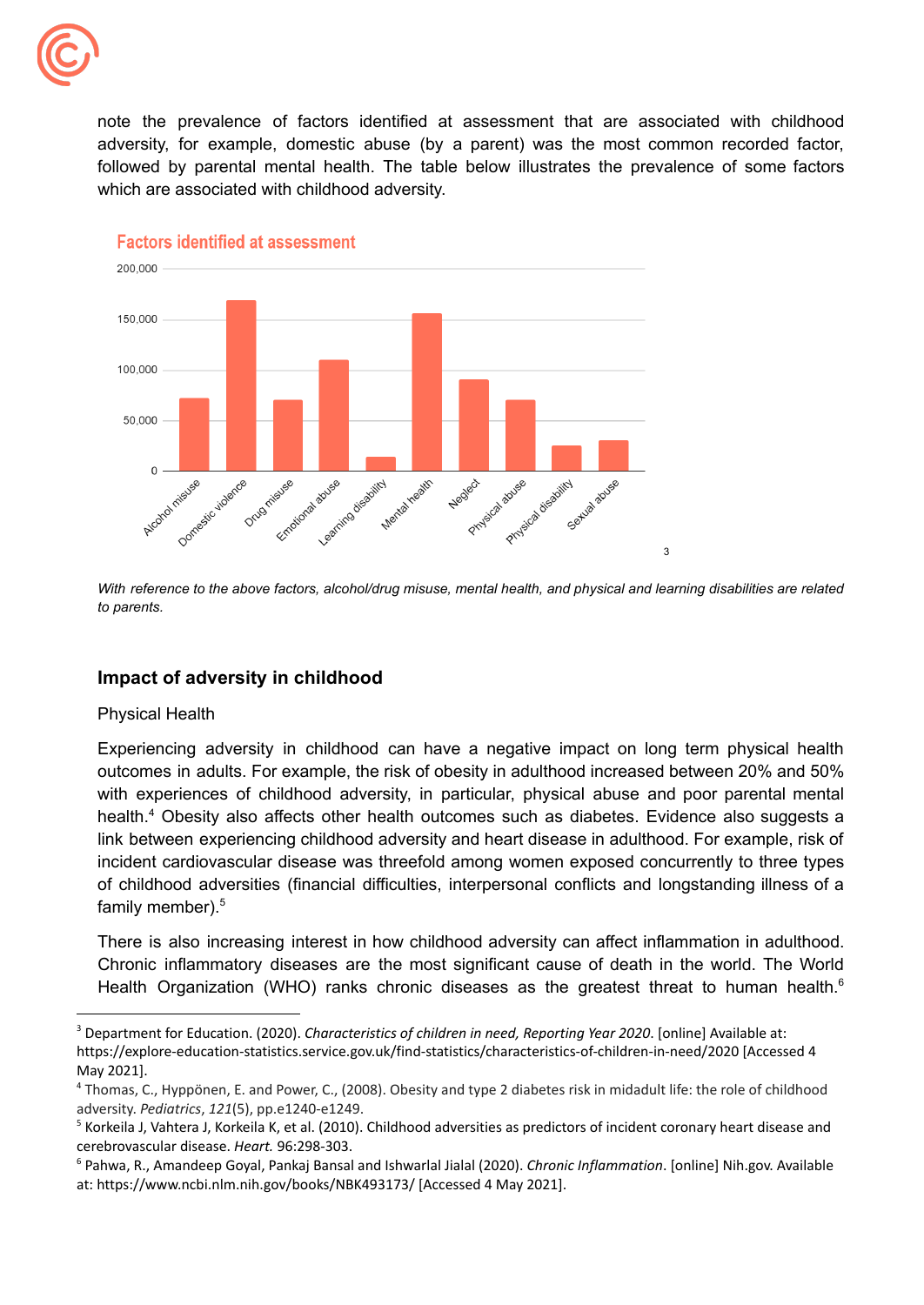note the prevalence of factors identified at assessment that are associated with childhood adversity, for example, domestic abuse (by a parent) was the most common recorded factor, followed by parental mental health. The table below illustrates the prevalence of some factors which are associated with childhood adversity.

**Factors identified at assessment**[3]

*With reference to the above factors, alcohol/drug misuse, mental health, and physical and learning disabilities are related to parents.*

## Impact of adversity in childhood

### Physical Health

Experiencing adversity in childhood can have a negative impact on long term physical health outcomes in adults. For example, the risk of obesity in adulthood increased between 20% and 50% with experiences of childhood adversity, in particular, physical abuse and poor parental mental health.[4] Obesity also affects other health outcomes such as diabetes. Evidence also suggests a link between experiencing childhood adversity and heart disease in adulthood. For example, risk of incident cardiovascular disease was threefold among women exposed concurrently to three types of childhood adversities (financial difficulties, interpersonal conflicts and longstanding illness of a family member).[5]

There is also increasing interest in how childhood adversity can affect inflammation in adulthood. Chronic inflammatory diseases are the most significant cause of death in the world. The World Health Organization (WHO) ranks chronic diseases as the greatest threat to human health.[6]

---

[3] Department for Education. (2020). *Characteristics of children in need, Reporting Year 2020*. [online] Available at: https://explore-education-statistics.service.gov.uk/find-statistics/characteristics-of-children-in-need/2020 [Accessed 4 May 2021].

[4] Thomas, C., Hyppönen, E. and Power, C., (2008). Obesity and type 2 diabetes risk in midadult life: the role of childhood adversity. *Pediatrics*, *121*(5), pp.e1240-e1249.

[5] Korkeila J, Vahtera J, Korkeila K, et al. (2010). Childhood adversities as predictors of incident coronary heart disease and cerebrovascular disease. *Heart.* 96:298-303.

[6] Pahwa, R., Amandeep Goyal, Pankaj Bansal and Ishwarlal Jialal (2020). *Chronic Inflammation*. [online] Nih.gov. Available at: https://www.ncbi.nlm.nih.gov/books/NBK493173/ [Accessed 4 May 2021].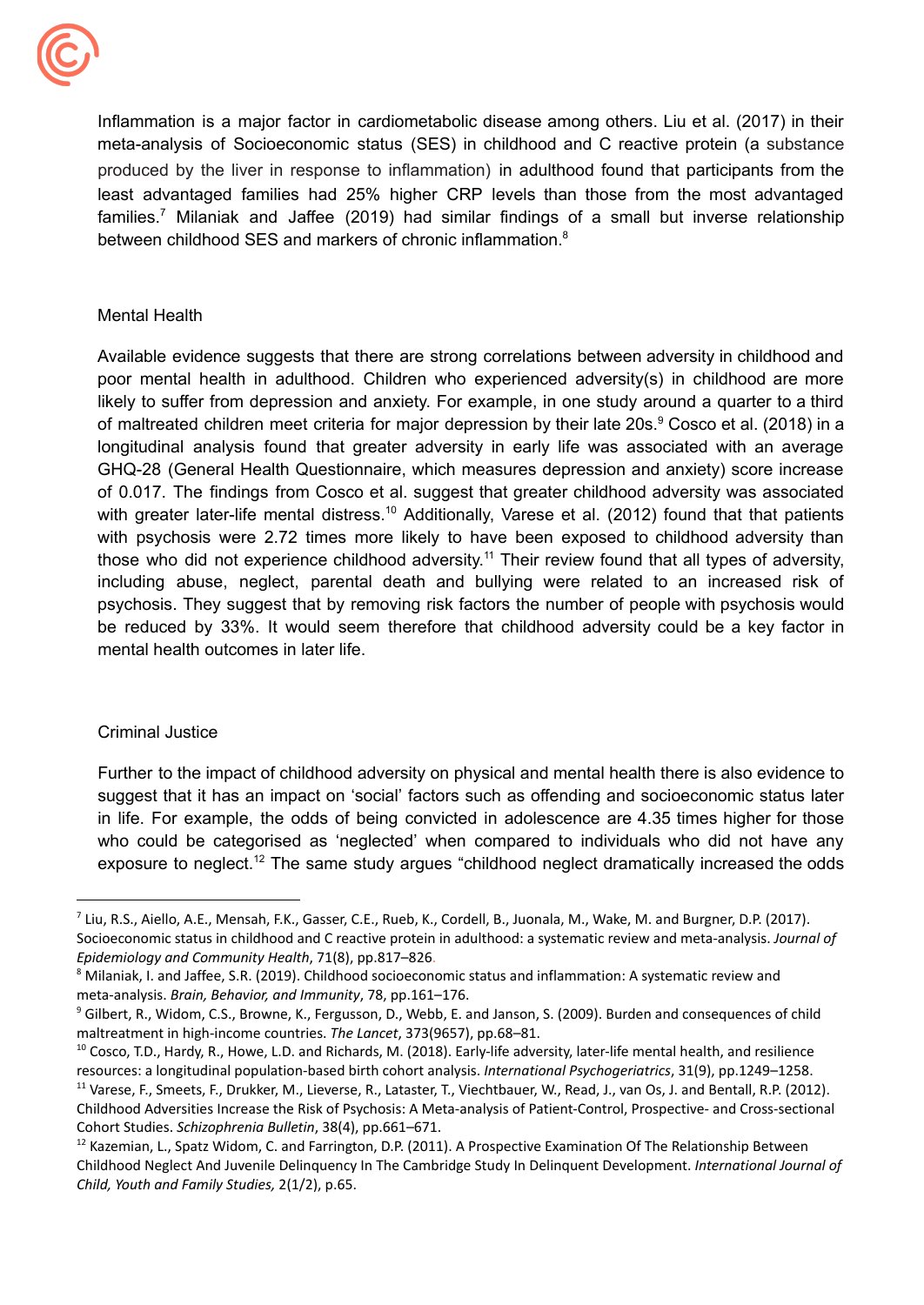Inflammation is a major factor in cardiometabolic disease among others. Liu et al. (2017) in their meta-analysis of Socioeconomic status (SES) in childhood and C reactive protein (a substance produced by the liver in response to inflammation) in adulthood found that participants from the least advantaged families had 25% higher CRP levels than those from the most advantaged families.[7] Milaniak and Jaffee (2019) had similar findings of a small but inverse relationship between childhood SES and markers of chronic inflammation.[8]

## Mental Health

Available evidence suggests that there are strong correlations between adversity in childhood and poor mental health in adulthood. Children who experienced adversity(s) in childhood are more likely to suffer from depression and anxiety. For example, in one study around a quarter to a third of maltreated children meet criteria for major depression by their late 20s.[9] Cosco et al. (2018) in a longitudinal analysis found that greater adversity in early life was associated with an average GHQ-28 (General Health Questionnaire, which measures depression and anxiety) score increase of 0.017. The findings from Cosco et al. suggest that greater childhood adversity was associated with greater later-life mental distress.[10] Additionally, Varese et al. (2012) found that that patients with psychosis were 2.72 times more likely to have been exposed to childhood adversity than those who did not experience childhood adversity.[11] Their review found that all types of adversity, including abuse, neglect, parental death and bullying were related to an increased risk of psychosis. They suggest that by removing risk factors the number of people with psychosis would be reduced by 33%. It would seem therefore that childhood adversity could be a key factor in mental health outcomes in later life.

## Criminal Justice

Further to the impact of childhood adversity on physical and mental health there is also evidence to suggest that it has an impact on 'social' factors such as offending and socioeconomic status later in life. For example, the odds of being convicted in adolescence are 4.35 times higher for those who could be categorised as 'neglected' when compared to individuals who did not have any exposure to neglect.[12] The same study argues "childhood neglect dramatically increased the odds

---

[7] Liu, R.S., Aiello, A.E., Mensah, F.K., Gasser, C.E., Rueb, K., Cordell, B., Juonala, M., Wake, M. and Burgner, D.P. (2017). Socioeconomic status in childhood and C reactive protein in adulthood: a systematic review and meta-analysis. *Journal of Epidemiology and Community Health*, 71(8), pp.817–826.

[8] Milaniak, I. and Jaffee, S.R. (2019). Childhood socioeconomic status and inflammation: A systematic review and meta-analysis. *Brain, Behavior, and Immunity*, 78, pp.161–176.

[9] Gilbert, R., Widom, C.S., Browne, K., Fergusson, D., Webb, E. and Janson, S. (2009). Burden and consequences of child maltreatment in high-income countries. *The Lancet*, 373(9657), pp.68–81.

[10] Cosco, T.D., Hardy, R., Howe, L.D. and Richards, M. (2018). Early-life adversity, later-life mental health, and resilience resources: a longitudinal population-based birth cohort analysis. *International Psychogeriatrics*, 31(9), pp.1249–1258.

[11] Varese, F., Smeets, F., Drukker, M., Lieverse, R., Lataster, T., Viechtbauer, W., Read, J., van Os, J. and Bentall, R.P. (2012). Childhood Adversities Increase the Risk of Psychosis: A Meta-analysis of Patient-Control, Prospective- and Cross-sectional Cohort Studies. *Schizophrenia Bulletin*, 38(4), pp.661–671.

[12] Kazemian, L., Spatz Widom, C. and Farrington, D.P. (2011). A Prospective Examination Of The Relationship Between Childhood Neglect And Juvenile Delinquency In The Cambridge Study In Delinquent Development. *International Journal of Child, Youth and Family Studies,* 2(1/2), p.65.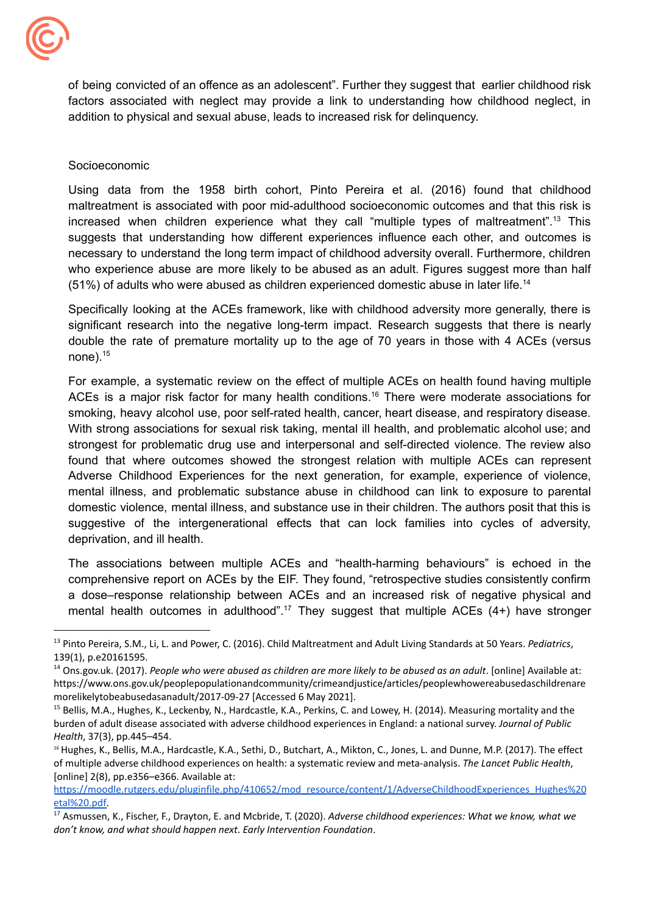of being convicted of an offence as an adolescent". Further they suggest that earlier childhood risk factors associated with neglect may provide a link to understanding how childhood neglect, in addition to physical and sexual abuse, leads to increased risk for delinquency.

### Socioeconomic

Using data from the 1958 birth cohort, Pinto Pereira et al. (2016) found that childhood maltreatment is associated with poor mid-adulthood socioeconomic outcomes and that this risk is increased when children experience what they call "multiple types of maltreatment".[13] This suggests that understanding how different experiences influence each other, and outcomes is necessary to understand the long term impact of childhood adversity overall. Furthermore, children who experience abuse are more likely to be abused as an adult. Figures suggest more than half (51%) of adults who were abused as children experienced domestic abuse in later life.[14]

Specifically looking at the ACEs framework, like with childhood adversity more generally, there is significant research into the negative long-term impact. Research suggests that there is nearly double the rate of premature mortality up to the age of 70 years in those with 4 ACEs (versus none).[15]

For example, a systematic review on the effect of multiple ACEs on health found having multiple ACEs is a major risk factor for many health conditions.[16] There were moderate associations for smoking, heavy alcohol use, poor self-rated health, cancer, heart disease, and respiratory disease. With strong associations for sexual risk taking, mental ill health, and problematic alcohol use; and strongest for problematic drug use and interpersonal and self-directed violence. The review also found that where outcomes showed the strongest relation with multiple ACEs can represent Adverse Childhood Experiences for the next generation, for example, experience of violence, mental illness, and problematic substance abuse in childhood can link to exposure to parental domestic violence, mental illness, and substance use in their children. The authors posit that this is suggestive of the intergenerational effects that can lock families into cycles of adversity, deprivation, and ill health.

The associations between multiple ACEs and "health-harming behaviours" is echoed in the comprehensive report on ACEs by the EIF. They found, "retrospective studies consistently confirm a dose–response relationship between ACEs and an increased risk of negative physical and mental health outcomes in adulthood".[17] They suggest that multiple ACEs (4+) have stronger

---

[13] Pinto Pereira, S.M., Li, L. and Power, C. (2016). Child Maltreatment and Adult Living Standards at 50 Years. *Pediatrics*, 139(1), p.e20161595.

[14] Ons.gov.uk. (2017). *People who were abused as children are more likely to be abused as an adult*. [online] Available at: https://www.ons.gov.uk/peoplepopulationandcommunity/crimeandjustice/articles/peoplewhowereabusedaschildrenaremorelikelytobeabusedasanadult/2017-09-27 [Accessed 6 May 2021].

[15] Bellis, M.A., Hughes, K., Leckenby, N., Hardcastle, K.A., Perkins, C. and Lowey, H. (2014). Measuring mortality and the burden of adult disease associated with adverse childhood experiences in England: a national survey. *Journal of Public Health*, 37(3), pp.445–454.

[16] Hughes, K., Bellis, M.A., Hardcastle, K.A., Sethi, D., Butchart, A., Mikton, C., Jones, L. and Dunne, M.P. (2017). The effect of multiple adverse childhood experiences on health: a systematic review and meta-analysis. *The Lancet Public Health*, [online] 2(8), pp.e356–e366. Available at: https://moodle.rutgers.edu/pluginfile.php/410652/mod_resource/content/1/AdverseChildhoodExperiences_Hughes%20etal%20.pdf.

[17] Asmussen, K., Fischer, F., Drayton, E. and Mcbride, T. (2020). *Adverse childhood experiences: What we know, what we don't know, and what should happen next. Early Intervention Foundation*.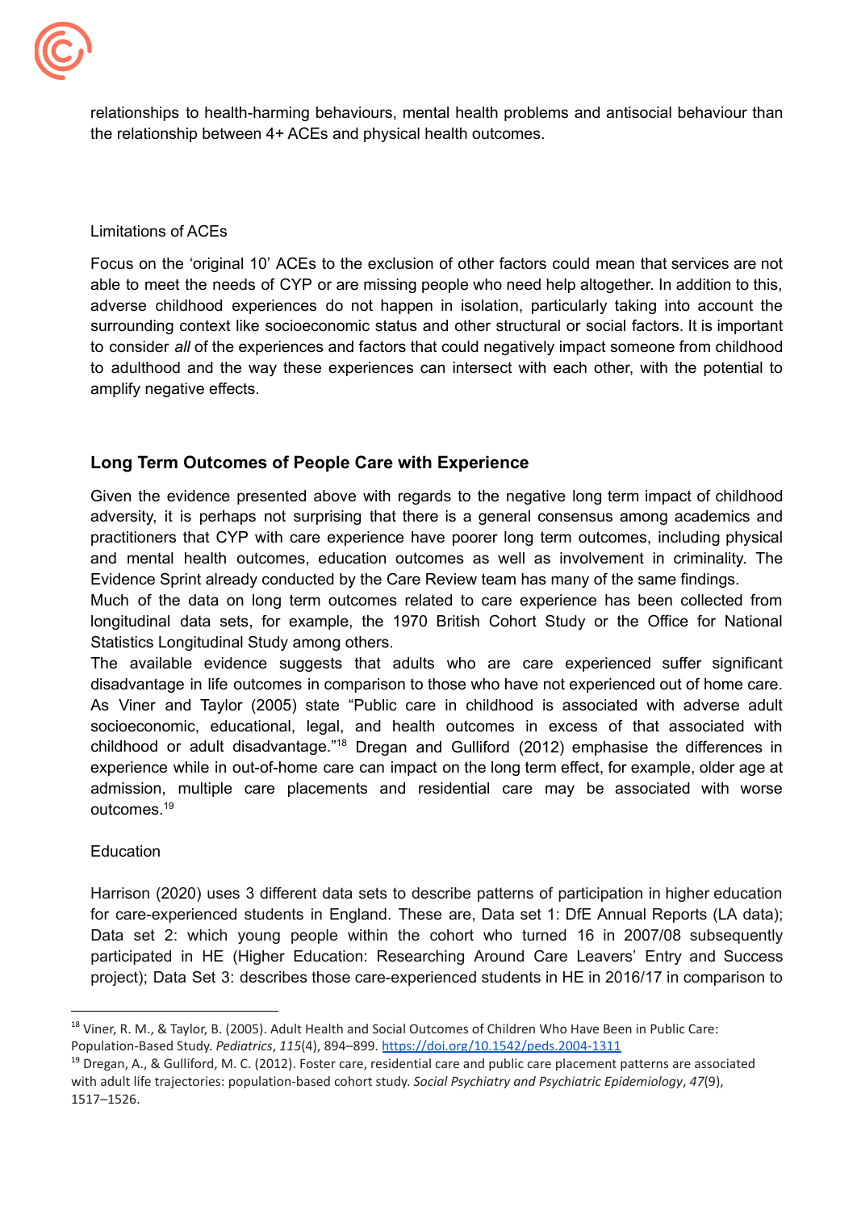relationships to health-harming behaviours, mental health problems and antisocial behaviour than the relationship between 4+ ACEs and physical health outcomes.

Limitations of ACEs

Focus on the 'original 10' ACEs to the exclusion of other factors could mean that services are not able to meet the needs of CYP or are missing people who need help altogether. In addition to this, adverse childhood experiences do not happen in isolation, particularly taking into account the surrounding context like socioeconomic status and other structural or social factors. It is important to consider *all* of the experiences and factors that could negatively impact someone from childhood to adulthood and the way these experiences can intersect with each other, with the potential to amplify negative effects.

## Long Term Outcomes of People Care with Experience

Given the evidence presented above with regards to the negative long term impact of childhood adversity, it is perhaps not surprising that there is a general consensus among academics and practitioners that CYP with care experience have poorer long term outcomes, including physical and mental health outcomes, education outcomes as well as involvement in criminality. The Evidence Sprint already conducted by the Care Review team has many of the same findings.

Much of the data on long term outcomes related to care experience has been collected from longitudinal data sets, for example, the 1970 British Cohort Study or the Office for National Statistics Longitudinal Study among others.

The available evidence suggests that adults who are care experienced suffer significant disadvantage in life outcomes in comparison to those who have not experienced out of home care. As Viner and Taylor (2005) state "Public care in childhood is associated with adverse adult socioeconomic, educational, legal, and health outcomes in excess of that associated with childhood or adult disadvantage."[18] Dregan and Gulliford (2012) emphasise the differences in experience while in out-of-home care can impact on the long term effect, for example, older age at admission, multiple care placements and residential care may be associated with worse outcomes.[19]

Education

Harrison (2020) uses 3 different data sets to describe patterns of participation in higher education for care-experienced students in England. These are, Data set 1: DfE Annual Reports (LA data); Data set 2: which young people within the cohort who turned 16 in 2007/08 subsequently participated in HE (Higher Education: Researching Around Care Leavers' Entry and Success project); Data Set 3: describes those care-experienced students in HE in 2016/17 in comparison to

[18] Viner, R. M., & Taylor, B. (2005). Adult Health and Social Outcomes of Children Who Have Been in Public Care: Population-Based Study. *Pediatrics*, *115*(4), 894–899. https://doi.org/10.1542/peds.2004-1311

[19] Dregan, A., & Gulliford, M. C. (2012). Foster care, residential care and public care placement patterns are associated with adult life trajectories: population-based cohort study. *Social Psychiatry and Psychiatric Epidemiology*, *47*(9), 1517–1526.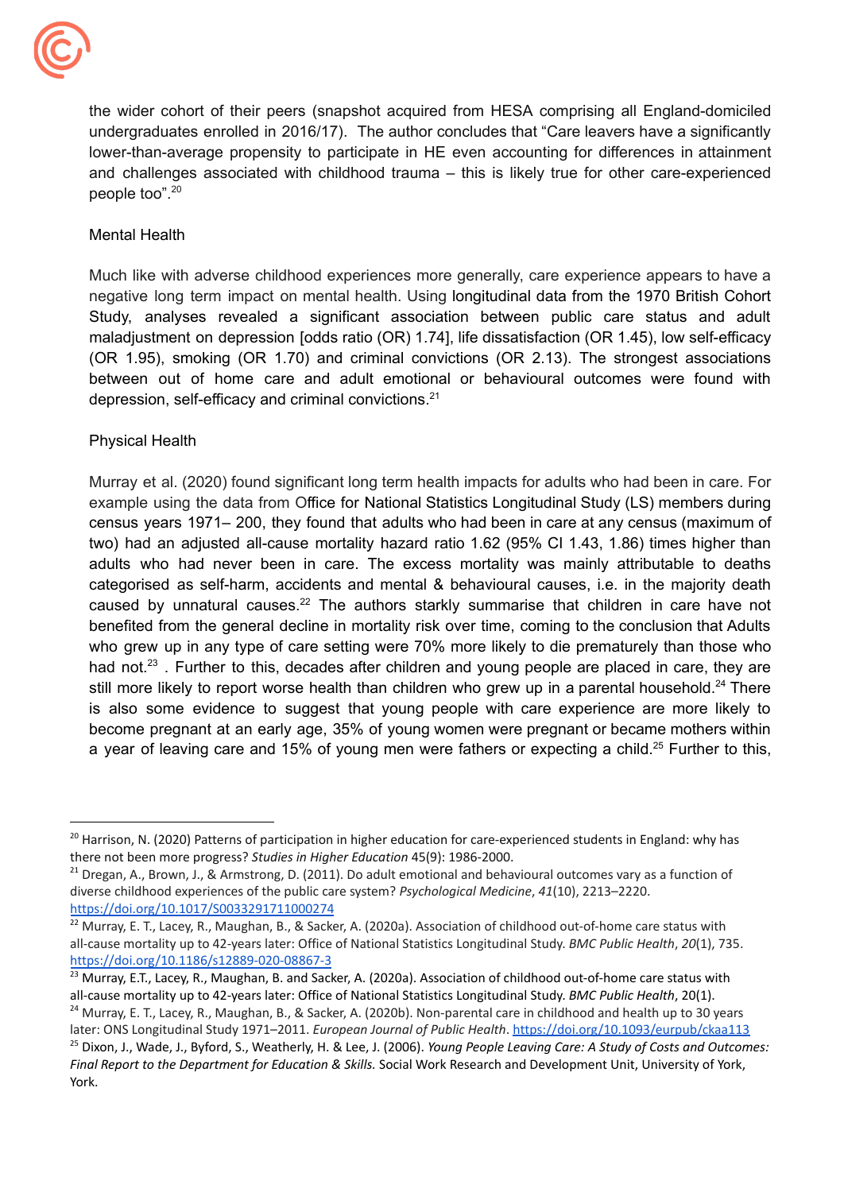the wider cohort of their peers (snapshot acquired from HESA comprising all England-domiciled undergraduates enrolled in 2016/17). The author concludes that "Care leavers have a significantly lower-than-average propensity to participate in HE even accounting for differences in attainment and challenges associated with childhood trauma – this is likely true for other care-experienced people too".[20]

### Mental Health

Much like with adverse childhood experiences more generally, care experience appears to have a negative long term impact on mental health. Using longitudinal data from the 1970 British Cohort Study, analyses revealed a significant association between public care status and adult maladjustment on depression [odds ratio (OR) 1.74], life dissatisfaction (OR 1.45), low self-efficacy (OR 1.95), smoking (OR 1.70) and criminal convictions (OR 2.13). The strongest associations between out of home care and adult emotional or behavioural outcomes were found with depression, self-efficacy and criminal convictions.[21]

### Physical Health

Murray et al. (2020) found significant long term health impacts for adults who had been in care. For example using the data from Office for National Statistics Longitudinal Study (LS) members during census years 1971– 200, they found that adults who had been in care at any census (maximum of two) had an adjusted all-cause mortality hazard ratio 1.62 (95% CI 1.43, 1.86) times higher than adults who had never been in care. The excess mortality was mainly attributable to deaths categorised as self-harm, accidents and mental & behavioural causes, i.e. in the majority death caused by unnatural causes.[22] The authors starkly summarise that children in care have not benefited from the general decline in mortality risk over time, coming to the conclusion that Adults who grew up in any type of care setting were 70% more likely to die prematurely than those who had not.[23] . Further to this, decades after children and young people are placed in care, they are still more likely to report worse health than children who grew up in a parental household.[24] There is also some evidence to suggest that young people with care experience are more likely to become pregnant at an early age, 35% of young women were pregnant or became mothers within a year of leaving care and 15% of young men were fathers or expecting a child.[25] Further to this,

---

[20] Harrison, N. (2020) Patterns of participation in higher education for care-experienced students in England: why has there not been more progress? *Studies in Higher Education* 45(9): 1986-2000.

[21] Dregan, A., Brown, J., & Armstrong, D. (2011). Do adult emotional and behavioural outcomes vary as a function of diverse childhood experiences of the public care system? *Psychological Medicine*, *41*(10), 2213–2220. https://doi.org/10.1017/S0033291711000274

[22] Murray, E. T., Lacey, R., Maughan, B., & Sacker, A. (2020a). Association of childhood out-of-home care status with all-cause mortality up to 42-years later: Office of National Statistics Longitudinal Study. *BMC Public Health*, *20*(1), 735. https://doi.org/10.1186/s12889-020-08867-3

[23] Murray, E.T., Lacey, R., Maughan, B. and Sacker, A. (2020a). Association of childhood out-of-home care status with all-cause mortality up to 42-years later: Office of National Statistics Longitudinal Study. *BMC Public Health*, 20(1).

[24] Murray, E. T., Lacey, R., Maughan, B., & Sacker, A. (2020b). Non-parental care in childhood and health up to 30 years later: ONS Longitudinal Study 1971–2011. *European Journal of Public Health*. https://doi.org/10.1093/eurpub/ckaa113

[25] Dixon, J., Wade, J., Byford, S., Weatherly, H. & Lee, J. (2006). *Young People Leaving Care: A Study of Costs and Outcomes: Final Report to the Department for Education & Skills.* Social Work Research and Development Unit, University of York, York.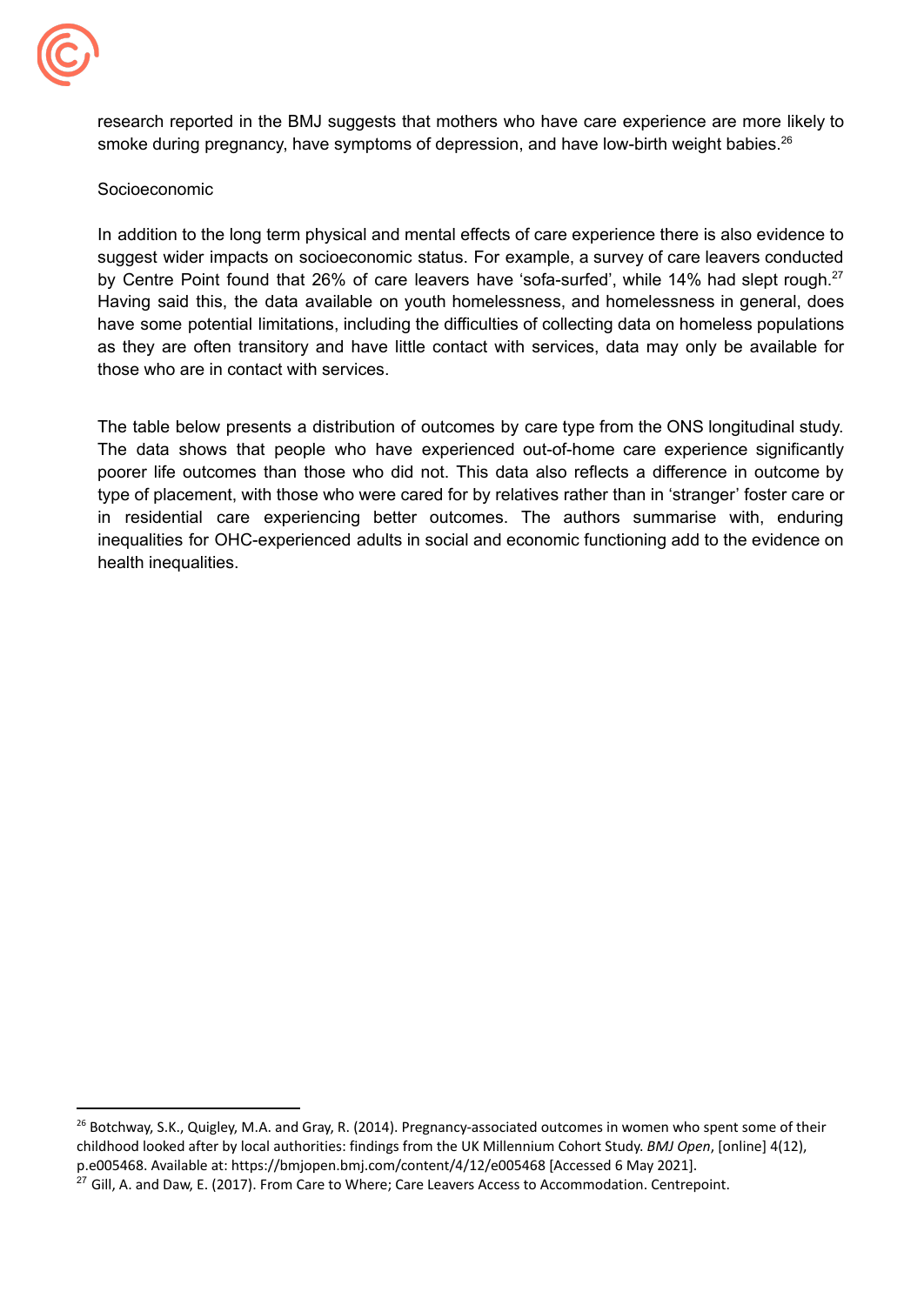research reported in the BMJ suggests that mothers who have care experience are more likely to smoke during pregnancy, have symptoms of depression, and have low-birth weight babies.[26]

Socioeconomic

In addition to the long term physical and mental effects of care experience there is also evidence to suggest wider impacts on socioeconomic status. For example, a survey of care leavers conducted by Centre Point found that 26% of care leavers have 'sofa-surfed', while 14% had slept rough.[27] Having said this, the data available on youth homelessness, and homelessness in general, does have some potential limitations, including the difficulties of collecting data on homeless populations as they are often transitory and have little contact with services, data may only be available for those who are in contact with services.

The table below presents a distribution of outcomes by care type from the ONS longitudinal study. The data shows that people who have experienced out-of-home care experience significantly poorer life outcomes than those who did not. This data also reflects a difference in outcome by type of placement, with those who were cared for by relatives rather than in 'stranger' foster care or in residential care experiencing better outcomes. The authors summarise with, enduring inequalities for OHC-experienced adults in social and economic functioning add to the evidence on health inequalities.

---

[26] Botchway, S.K., Quigley, M.A. and Gray, R. (2014). Pregnancy-associated outcomes in women who spent some of their childhood looked after by local authorities: findings from the UK Millennium Cohort Study. *BMJ Open*, [online] 4(12), p.e005468. Available at: https://bmjopen.bmj.com/content/4/12/e005468 [Accessed 6 May 2021].

[27] Gill, A. and Daw, E. (2017). From Care to Where; Care Leavers Access to Accommodation. Centrepoint.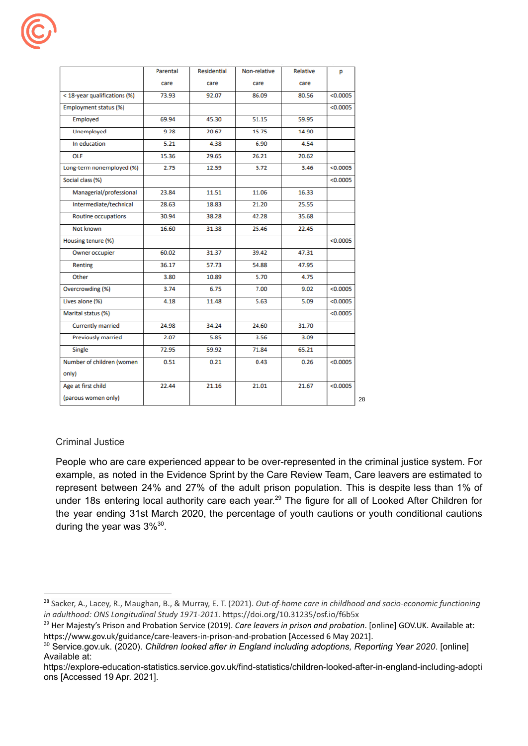| | Parental care | Residential care | Non-relative care | Relative care | p |
|---|---|---|---|---|---|
| < 18-year qualifications (%) | 73.93 | 92.07 | 86.09 | 80.56 | <0.0005 |
| Employment status (%) | | | | | <0.0005 |
| Employed | 69.94 | 45.30 | 51.15 | 59.95 | |
| Unemployed | 9.28 | 20.67 | 15.75 | 14.90 | |
| In education | 5.21 | 4.38 | 6.90 | 4.54 | |
| OLF | 15.36 | 29.65 | 26.21 | 20.62 | |
| Long-term nonemployed (%) | 2.75 | 12.59 | 5.72 | 3.46 | <0.0005 |
| Social class (%) | | | | | <0.0005 |
| Managerial/professional | 23.84 | 11.51 | 11.06 | 16.33 | |
| Intermediate/technical | 28.63 | 18.83 | 21.20 | 25.55 | |
| Routine occupations | 30.94 | 38.28 | 42.28 | 35.68 | |
| Not known | 16.60 | 31.38 | 25.46 | 22.45 | |
| Housing tenure (%) | | | | | <0.0005 |
| Owner occupier | 60.02 | 31.37 | 39.42 | 47.31 | |
| Renting | 36.17 | 57.73 | 54.88 | 47.95 | |
| Other | 3.80 | 10.89 | 5.70 | 4.75 | |
| Overcrowding (%) | 3.74 | 6.75 | 7.00 | 9.02 | <0.0005 |
| Lives alone (%) | 4.18 | 11.48 | 5.63 | 5.09 | <0.0005 |
| Marital status (%) | | | | | <0.0005 |
| Currently married | 24.98 | 34.24 | 24.60 | 31.70 | |
| Previously married | 2.07 | 5.85 | 3.56 | 3.09 | |
| Single | 72.95 | 59.92 | 71.84 | 65.21 | |
| Number of children (women only) | 0.51 | 0.21 | 0.43 | 0.26 | <0.0005 |
| Age at first child (parous women only) | 22.44 | 21.16 | 21.01 | 21.67 | <0.0005 |

[28]

## Criminal Justice

People who are care experienced appear to be over-represented in the criminal justice system. For example, as noted in the Evidence Sprint by the Care Review Team, Care leavers are estimated to represent between 24% and 27% of the adult prison population. This is despite less than 1% of under 18s entering local authority care each year.[29] The figure for all of Looked After Children for the year ending 31st March 2020, the percentage of youth cautions or youth conditional cautions during the year was 3%[30].

---

[28] Sacker, A., Lacey, R., Maughan, B., & Murray, E. T. (2021). *Out-of-home care in childhood and socio-economic functioning in adulthood: ONS Longitudinal Study 1971-2011.* https://doi.org/10.31235/osf.io/f6b5x

[29] Her Majesty's Prison and Probation Service (2019). *Care leavers in prison and probation*. [online] GOV.UK. Available at: https://www.gov.uk/guidance/care-leavers-in-prison-and-probation [Accessed 6 May 2021].

[30] Service.gov.uk. (2020). *Children looked after in England including adoptions, Reporting Year 2020*. [online] Available at: https://explore-education-statistics.service.gov.uk/find-statistics/children-looked-after-in-england-including-adoptions [Accessed 19 Apr. 2021].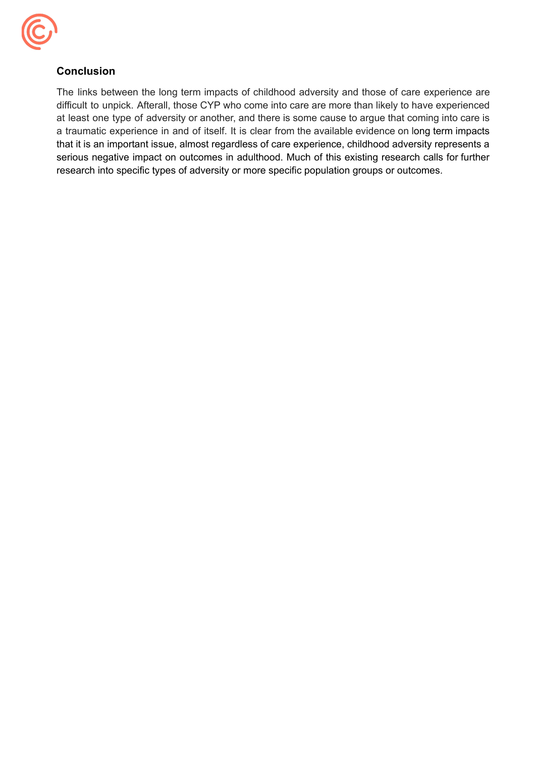## Conclusion

The links between the long term impacts of childhood adversity and those of care experience are difficult to unpick. Afterall, those CYP who come into care are more than likely to have experienced at least one type of adversity or another, and there is some cause to argue that coming into care is a traumatic experience in and of itself. It is clear from the available evidence on long term impacts that it is an important issue, almost regardless of care experience, childhood adversity represents a serious negative impact on outcomes in adulthood. Much of this existing research calls for further research into specific types of adversity or more specific population groups or outcomes.